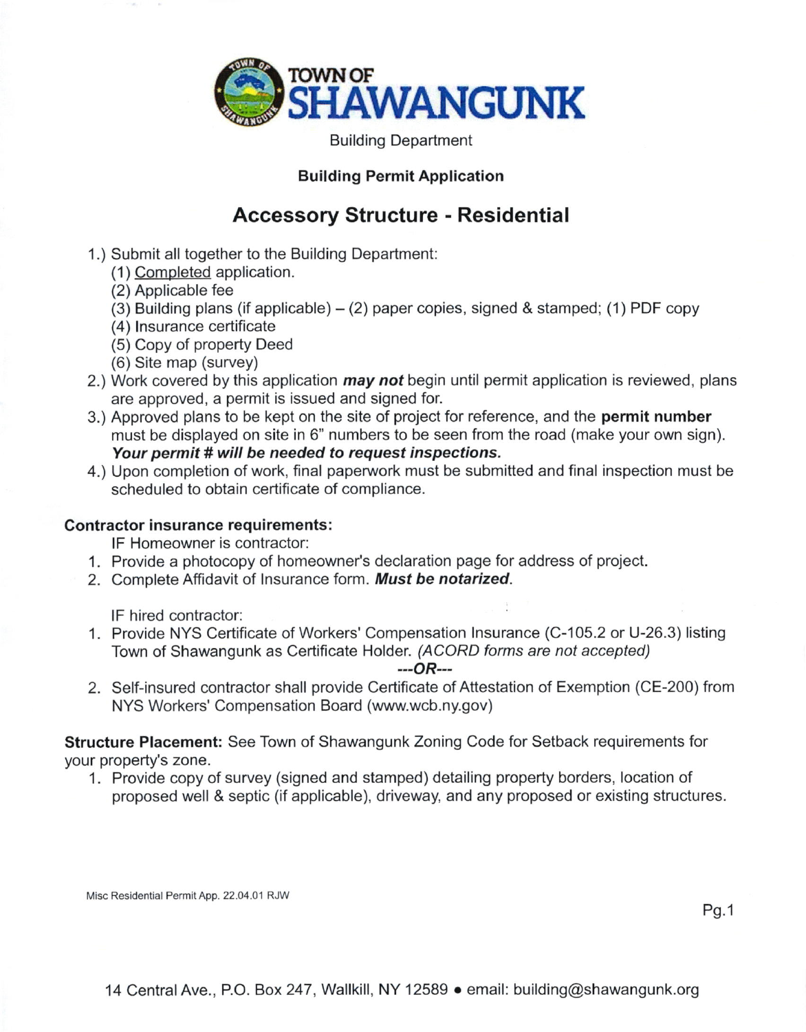# TOWN OF SHAWANGUNK

Building Department

**Building Permit Application**

## Accessory Structure - Residential

1.) Submit all together to the Building Department:
   (1) Completed application.
   (2) Applicable fee
   (3) Building plans (if applicable) – (2) paper copies, signed & stamped; (1) PDF copy
   (4) Insurance certificate
   (5) Copy of property Deed
   (6) Site map (survey)
2.) Work covered by this application ***may not*** begin until permit application is reviewed, plans are approved, a permit is issued and signed for.
3.) Approved plans to be kept on the site of project for reference, and the **permit number** must be displayed on site in 6" numbers to be seen from the road (make your own sign). ***Your permit # will be needed to request inspections.***
4.) Upon completion of work, final paperwork must be submitted and final inspection must be scheduled to obtain certificate of compliance.

**Contractor insurance requirements:**

IF Homeowner is contractor:

1. Provide a photocopy of homeowner's declaration page for address of project.
2. Complete Affidavit of Insurance form. ***Must be notarized.***

IF hired contractor:

1. Provide NYS Certificate of Workers' Compensation Insurance (C-105.2 or U-26.3) listing Town of Shawangunk as Certificate Holder. *(ACORD forms are not accepted)*

   ***---OR---***

2. Self-insured contractor shall provide Certificate of Attestation of Exemption (CE-200) from NYS Workers' Compensation Board (www.wcb.ny.gov)

**Structure Placement:** See Town of Shawangunk Zoning Code for Setback requirements for your property's zone.

1. Provide copy of survey (signed and stamped) detailing property borders, location of proposed well & septic (if applicable), driveway, and any proposed or existing structures.

Misc Residential Permit App. 22.04.01 RJW

14 Central Ave., P.O. Box 247, Wallkill, NY 12589 • email: building@shawangunk.org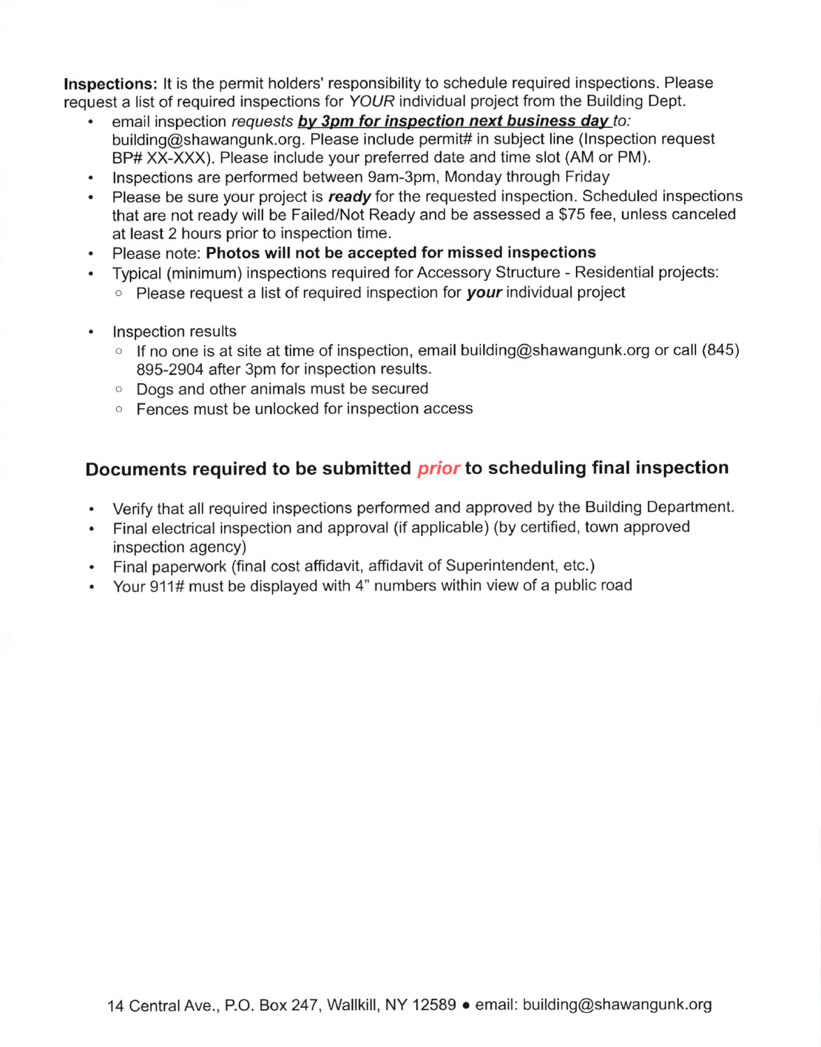**Inspections:** It is the permit holders' responsibility to schedule required inspections. Please request a list of required inspections for *YOUR* individual project from the Building Dept.

- email inspection *requests* ***by 3pm for inspection next business day*** *to:* building@shawangunk.org. Please include permit# in subject line (Inspection request BP# XX-XXX). Please include your preferred date and time slot (AM or PM).
- Inspections are performed between 9am-3pm, Monday through Friday
- Please be sure your project is ***ready*** for the requested inspection. Scheduled inspections that are not ready will be Failed/Not Ready and be assessed a $75 fee, unless canceled at least 2 hours prior to inspection time.
- Please note: **Photos will not be accepted for missed inspections**
- Typical (minimum) inspections required for Accessory Structure - Residential projects:
  - Please request a list of required inspection for ***your*** individual project

- Inspection results
  - If no one is at site at time of inspection, email building@shawangunk.org or call (845) 895-2904 after 3pm for inspection results.
  - Dogs and other animals must be secured
  - Fences must be unlocked for inspection access

## Documents required to be submitted *prior* to scheduling final inspection

- Verify that all required inspections performed and approved by the Building Department.
- Final electrical inspection and approval (if applicable) (by certified, town approved inspection agency)
- Final paperwork (final cost affidavit, affidavit of Superintendent, etc.)
- Your 911# must be displayed with 4" numbers within view of a public road

14 Central Ave., P.O. Box 247, Wallkill, NY 12589 • email: building@shawangunk.org